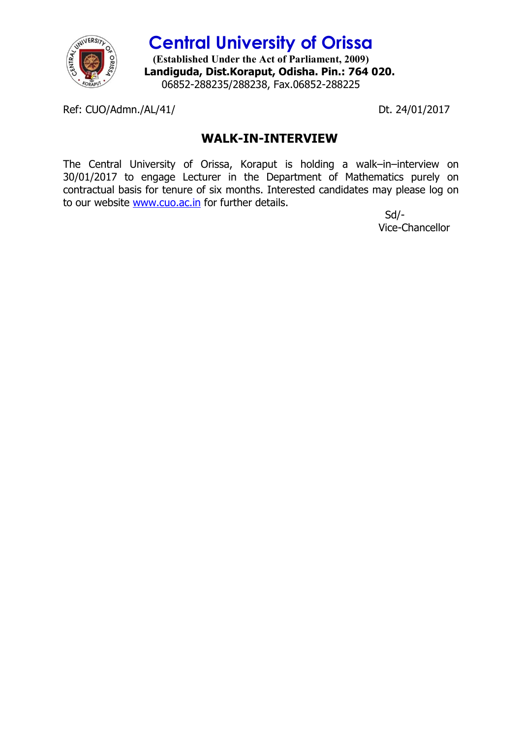# Central University of Orissa

**(Established Under the Act of Parliament, 2009)**
**Landiguda, Dist.Koraput, Odisha. Pin.: 764 020.**
06852-288235/288238, Fax.06852-288225

Ref: CUO/Admn./AL/41/ Dt. 24/01/2017

## WALK-IN-INTERVIEW

The Central University of Orissa, Koraput is holding a walk–in–interview on 30/01/2017 to engage Lecturer in the Department of Mathematics purely on contractual basis for tenure of six months. Interested candidates may please log on to our website www.cuo.ac.in for further details.

Sd/-
Vice-Chancellor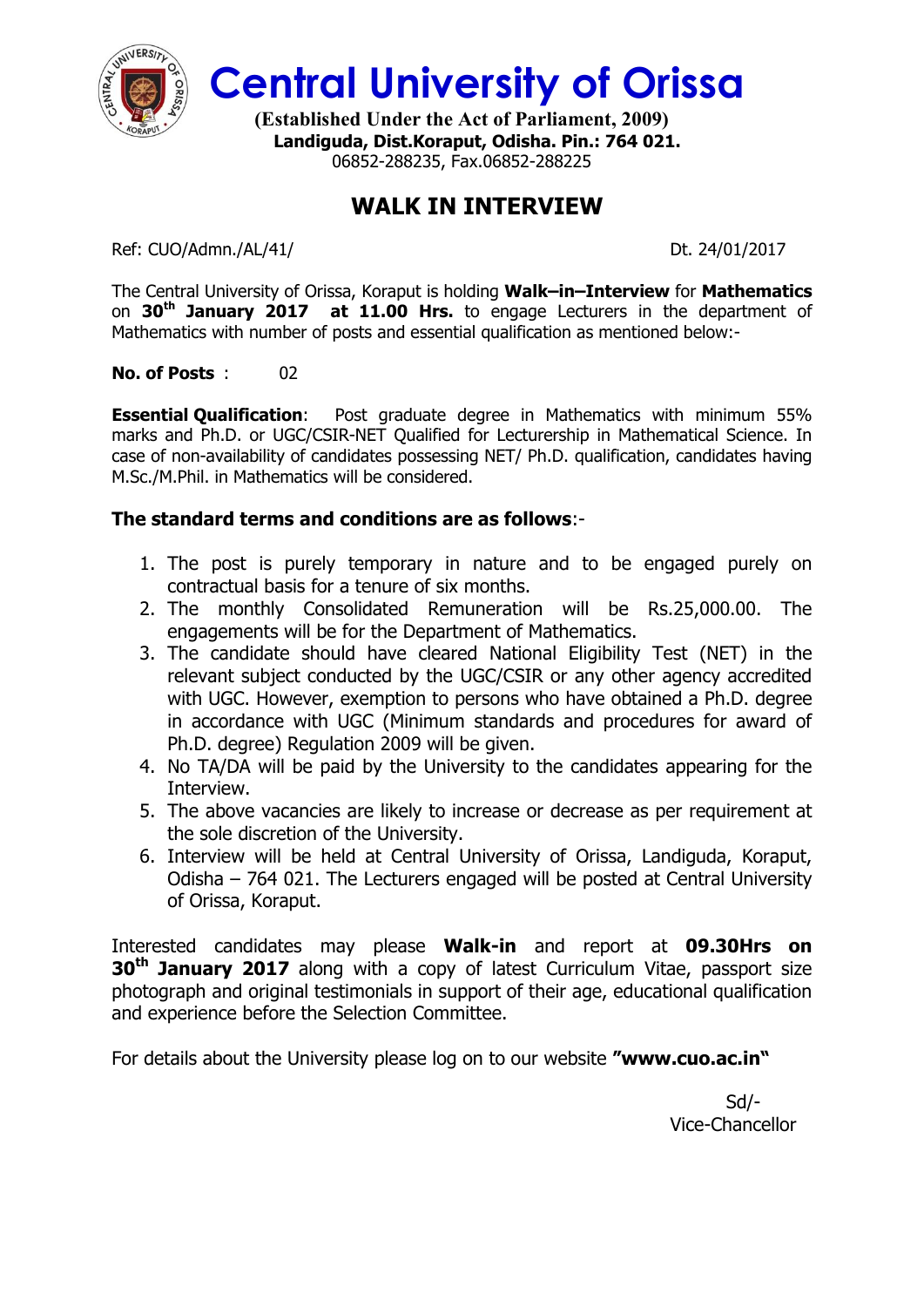# Central University of Orissa

**(Established Under the Act of Parliament, 2009)**
**Landiguda, Dist.Koraput, Odisha. Pin.: 764 021.**
06852-288235, Fax.06852-288225

## WALK IN INTERVIEW

Ref: CUO/Admn./AL/41/ Dt. 24/01/2017

The Central University of Orissa, Koraput is holding **Walk–in–Interview** for **Mathematics** on **30th January 2017 at 11.00 Hrs.** to engage Lecturers in the department of Mathematics with number of posts and essential qualification as mentioned below:-

**No. of Posts** : 02

**Essential Qualification**: Post graduate degree in Mathematics with minimum 55% marks and Ph.D. or UGC/CSIR-NET Qualified for Lecturership in Mathematical Science. In case of non-availability of candidates possessing NET/ Ph.D. qualification, candidates having M.Sc./M.Phil. in Mathematics will be considered.

**The standard terms and conditions are as follows**:-

1. The post is purely temporary in nature and to be engaged purely on contractual basis for a tenure of six months.
2. The monthly Consolidated Remuneration will be Rs.25,000.00. The engagements will be for the Department of Mathematics.
3. The candidate should have cleared National Eligibility Test (NET) in the relevant subject conducted by the UGC/CSIR or any other agency accredited with UGC. However, exemption to persons who have obtained a Ph.D. degree in accordance with UGC (Minimum standards and procedures for award of Ph.D. degree) Regulation 2009 will be given.
4. No TA/DA will be paid by the University to the candidates appearing for the Interview.
5. The above vacancies are likely to increase or decrease as per requirement at the sole discretion of the University.
6. Interview will be held at Central University of Orissa, Landiguda, Koraput, Odisha – 764 021. The Lecturers engaged will be posted at Central University of Orissa, Koraput.

Interested candidates may please **Walk-in** and report at **09.30Hrs on 30th January 2017** along with a copy of latest Curriculum Vitae, passport size photograph and original testimonials in support of their age, educational qualification and experience before the Selection Committee.

For details about the University please log on to our website **"www.cuo.ac.in"**

Sd/-
Vice-Chancellor